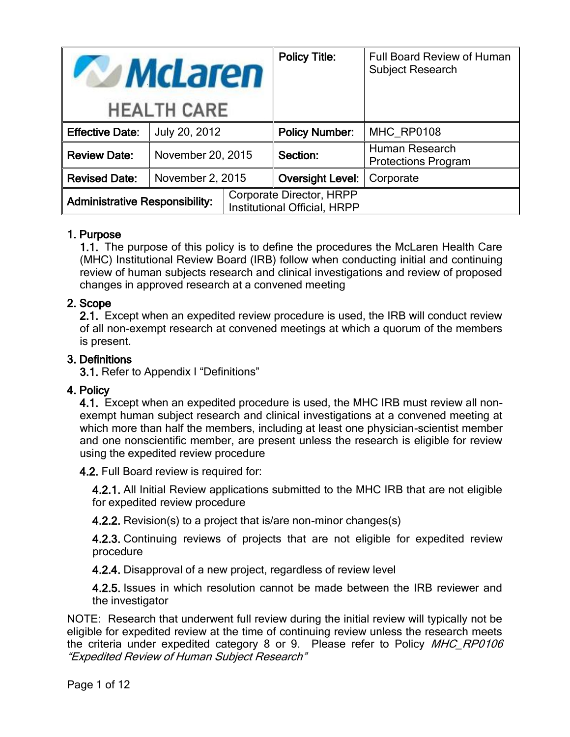| McLaren HEALTH CARE | | Policy Title: | Full Board Review of Human Subject Research |
|---|---|---|---|
| **Effective Date:** | July 20, 2012 | **Policy Number:** | MHC_RP0108 |
| **Review Date:** | November 20, 2015 | **Section:** | Human Research Protections Program |
| **Revised Date:** | November 2, 2015 | **Oversight Level:** | Corporate |
| **Administrative Responsibility:** | Corporate Director, HRPP<br>Institutional Official, HRPP | | |

## 1. Purpose

**1.1.** The purpose of this policy is to define the procedures the McLaren Health Care (MHC) Institutional Review Board (IRB) follow when conducting initial and continuing review of human subjects research and clinical investigations and review of proposed changes in approved research at a convened meeting

## 2. Scope

**2.1.** Except when an expedited review procedure is used, the IRB will conduct review of all non-exempt research at convened meetings at which a quorum of the members is present.

## 3. Definitions

**3.1.** Refer to Appendix I "Definitions"

## 4. Policy

**4.1.** Except when an expedited procedure is used, the MHC IRB must review all non-exempt human subject research and clinical investigations at a convened meeting at which more than half the members, including at least one physician-scientist member and one nonscientific member, are present unless the research is eligible for review using the expedited review procedure

**4.2.** Full Board review is required for:

**4.2.1.** All Initial Review applications submitted to the MHC IRB that are not eligible for expedited review procedure

**4.2.2.** Revision(s) to a project that is/are non-minor changes(s)

**4.2.3.** Continuing reviews of projects that are not eligible for expedited review procedure

**4.2.4.** Disapproval of a new project, regardless of review level

**4.2.5.** Issues in which resolution cannot be made between the IRB reviewer and the investigator

NOTE: Research that underwent full review during the initial review will typically not be eligible for expedited review at the time of continuing review unless the research meets the criteria under expedited category 8 or 9. Please refer to Policy *MHC_RP0106 "Expedited Review of Human Subject Research"*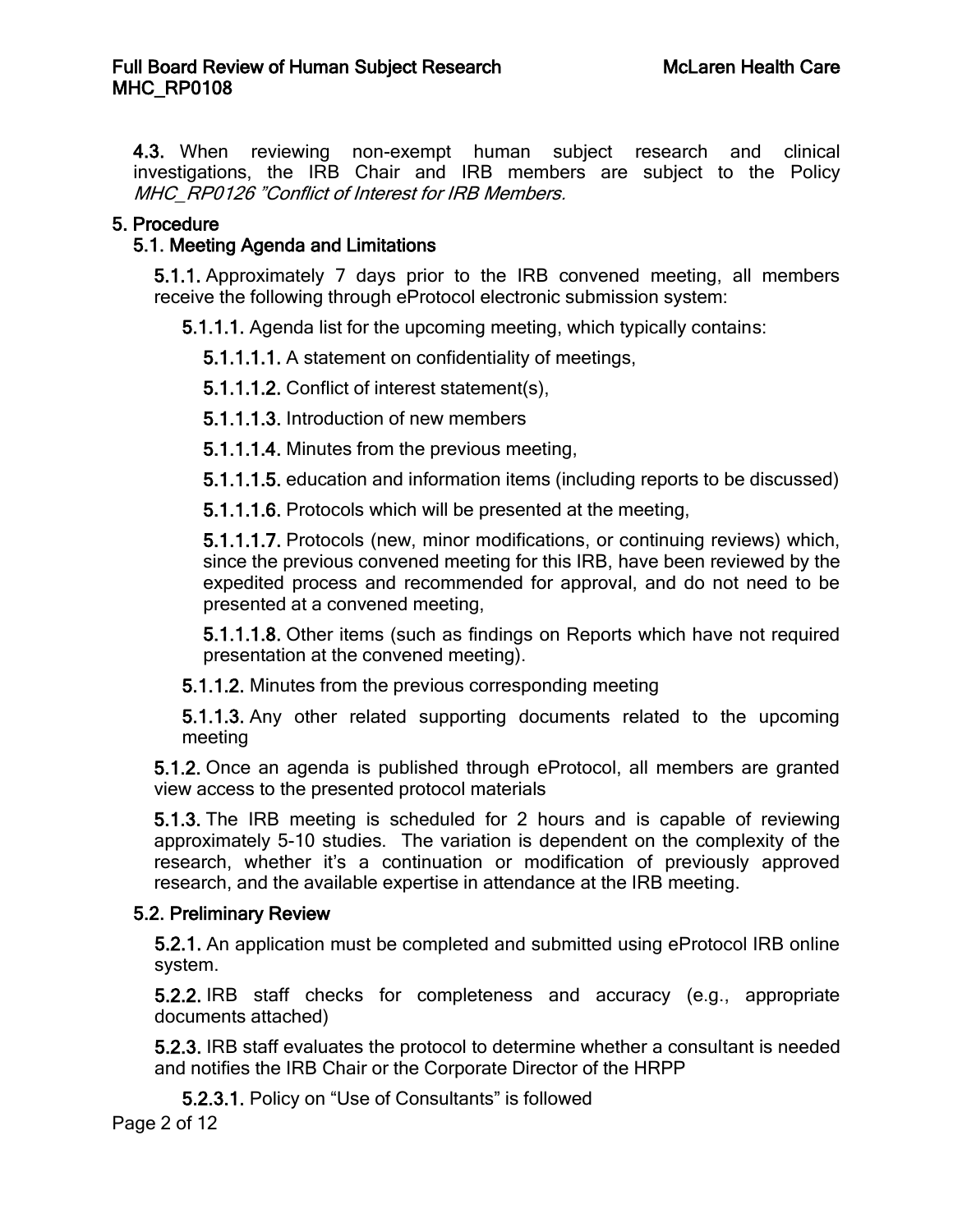**4.3.** When reviewing non-exempt human subject research and clinical investigations, the IRB Chair and IRB members are subject to the Policy *MHC_RP0126 "Conflict of Interest for IRB Members.*

## 5. Procedure

### 5.1. Meeting Agenda and Limitations

**5.1.1.** Approximately 7 days prior to the IRB convened meeting, all members receive the following through eProtocol electronic submission system:

**5.1.1.1.** Agenda list for the upcoming meeting, which typically contains:

**5.1.1.1.1.** A statement on confidentiality of meetings,

**5.1.1.1.2.** Conflict of interest statement(s),

**5.1.1.1.3.** Introduction of new members

**5.1.1.1.4.** Minutes from the previous meeting,

**5.1.1.1.5.** education and information items (including reports to be discussed)

**5.1.1.1.6.** Protocols which will be presented at the meeting,

**5.1.1.1.7.** Protocols (new, minor modifications, or continuing reviews) which, since the previous convened meeting for this IRB, have been reviewed by the expedited process and recommended for approval, and do not need to be presented at a convened meeting,

**5.1.1.1.8.** Other items (such as findings on Reports which have not required presentation at the convened meeting).

**5.1.1.2.** Minutes from the previous corresponding meeting

**5.1.1.3.** Any other related supporting documents related to the upcoming meeting

**5.1.2.** Once an agenda is published through eProtocol, all members are granted view access to the presented protocol materials

**5.1.3.** The IRB meeting is scheduled for 2 hours and is capable of reviewing approximately 5-10 studies. The variation is dependent on the complexity of the research, whether it's a continuation or modification of previously approved research, and the available expertise in attendance at the IRB meeting.

### 5.2. Preliminary Review

**5.2.1.** An application must be completed and submitted using eProtocol IRB online system.

**5.2.2.** IRB staff checks for completeness and accuracy (e.g., appropriate documents attached)

**5.2.3.** IRB staff evaluates the protocol to determine whether a consultant is needed and notifies the IRB Chair or the Corporate Director of the HRPP

**5.2.3.1.** Policy on "Use of Consultants" is followed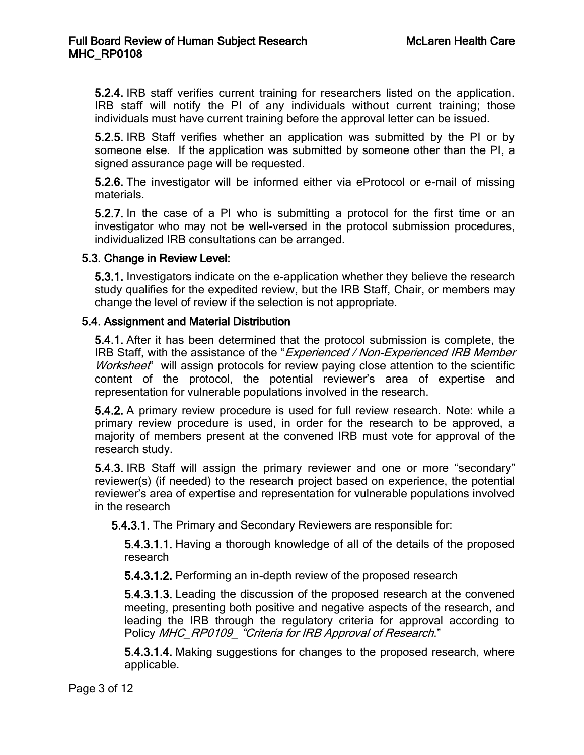**5.2.4.** IRB staff verifies current training for researchers listed on the application. IRB staff will notify the PI of any individuals without current training; those individuals must have current training before the approval letter can be issued.

**5.2.5.** IRB Staff verifies whether an application was submitted by the PI or by someone else. If the application was submitted by someone other than the PI, a signed assurance page will be requested.

**5.2.6.** The investigator will be informed either via eProtocol or e-mail of missing materials.

**5.2.7.** In the case of a PI who is submitting a protocol for the first time or an investigator who may not be well-versed in the protocol submission procedures, individualized IRB consultations can be arranged.

### 5.3. Change in Review Level:

**5.3.1.** Investigators indicate on the e-application whether they believe the research study qualifies for the expedited review, but the IRB Staff, Chair, or members may change the level of review if the selection is not appropriate.

### 5.4. Assignment and Material Distribution

**5.4.1.** After it has been determined that the protocol submission is complete, the IRB Staff, with the assistance of the "*Experienced / Non-Experienced IRB Member Worksheet*" will assign protocols for review paying close attention to the scientific content of the protocol, the potential reviewer's area of expertise and representation for vulnerable populations involved in the research.

**5.4.2.** A primary review procedure is used for full review research. Note: while a primary review procedure is used, in order for the research to be approved, a majority of members present at the convened IRB must vote for approval of the research study.

**5.4.3.** IRB Staff will assign the primary reviewer and one or more "secondary" reviewer(s) (if needed) to the research project based on experience, the potential reviewer's area of expertise and representation for vulnerable populations involved in the research

**5.4.3.1.** The Primary and Secondary Reviewers are responsible for:

**5.4.3.1.1.** Having a thorough knowledge of all of the details of the proposed research

**5.4.3.1.2.** Performing an in-depth review of the proposed research

**5.4.3.1.3.** Leading the discussion of the proposed research at the convened meeting, presenting both positive and negative aspects of the research, and leading the IRB through the regulatory criteria for approval according to Policy *MHC_RP0109_ "Criteria for IRB Approval of Research*."

**5.4.3.1.4.** Making suggestions for changes to the proposed research, where applicable.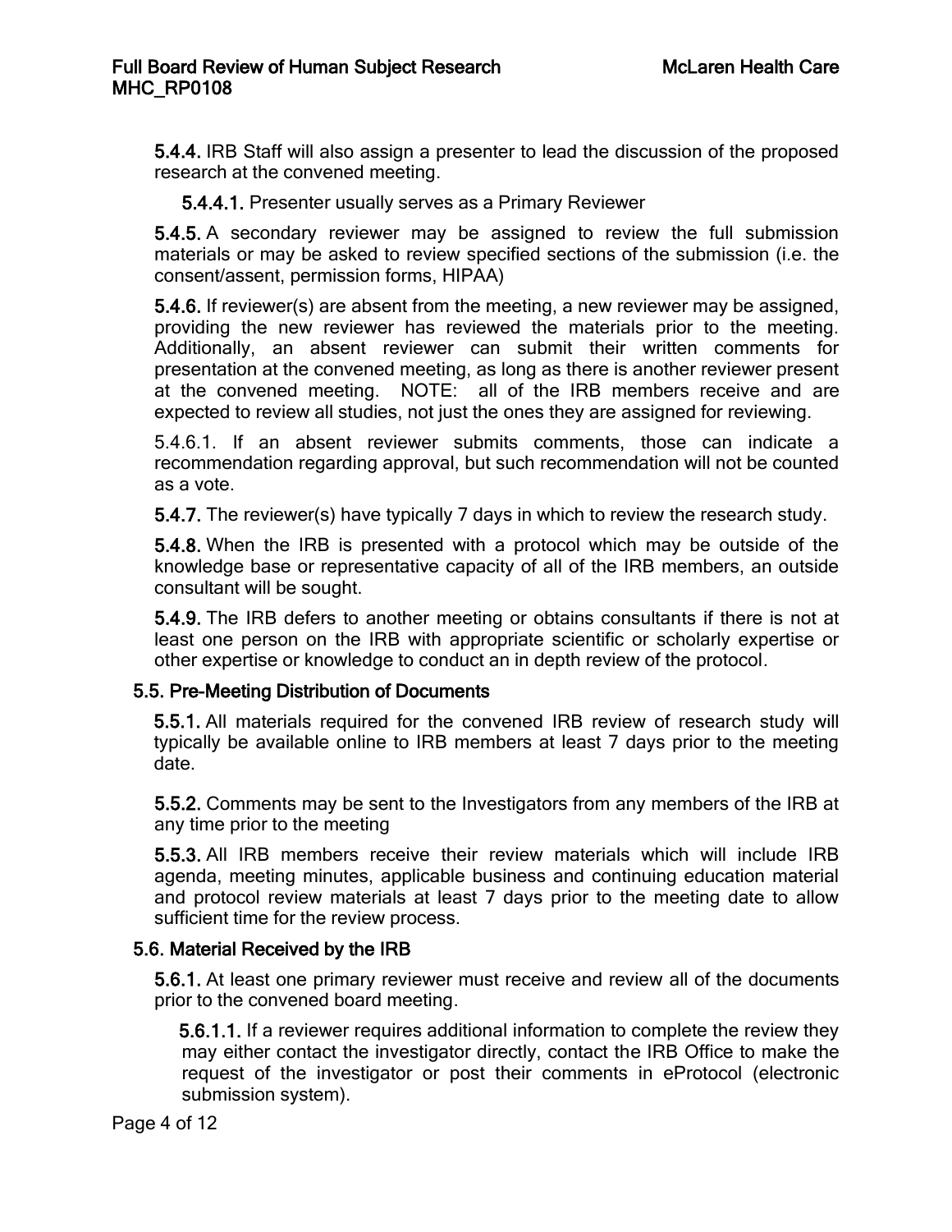**5.4.4.** IRB Staff will also assign a presenter to lead the discussion of the proposed research at the convened meeting.

**5.4.4.1.** Presenter usually serves as a Primary Reviewer

**5.4.5.** A secondary reviewer may be assigned to review the full submission materials or may be asked to review specified sections of the submission (i.e. the consent/assent, permission forms, HIPAA)

**5.4.6.** If reviewer(s) are absent from the meeting, a new reviewer may be assigned, providing the new reviewer has reviewed the materials prior to the meeting. Additionally, an absent reviewer can submit their written comments for presentation at the convened meeting, as long as there is another reviewer present at the convened meeting. NOTE: all of the IRB members receive and are expected to review all studies, not just the ones they are assigned for reviewing.

5.4.6.1. If an absent reviewer submits comments, those can indicate a recommendation regarding approval, but such recommendation will not be counted as a vote.

**5.4.7.** The reviewer(s) have typically 7 days in which to review the research study.

**5.4.8.** When the IRB is presented with a protocol which may be outside of the knowledge base or representative capacity of all of the IRB members, an outside consultant will be sought.

**5.4.9.** The IRB defers to another meeting or obtains consultants if there is not at least one person on the IRB with appropriate scientific or scholarly expertise or other expertise or knowledge to conduct an in depth review of the protocol.

### 5.5. Pre-Meeting Distribution of Documents

**5.5.1.** All materials required for the convened IRB review of research study will typically be available online to IRB members at least 7 days prior to the meeting date.

**5.5.2.** Comments may be sent to the Investigators from any members of the IRB at any time prior to the meeting

**5.5.3.** All IRB members receive their review materials which will include IRB agenda, meeting minutes, applicable business and continuing education material and protocol review materials at least 7 days prior to the meeting date to allow sufficient time for the review process.

### 5.6. Material Received by the IRB

**5.6.1.** At least one primary reviewer must receive and review all of the documents prior to the convened board meeting.

**5.6.1.1.** If a reviewer requires additional information to complete the review they may either contact the investigator directly, contact the IRB Office to make the request of the investigator or post their comments in eProtocol (electronic submission system).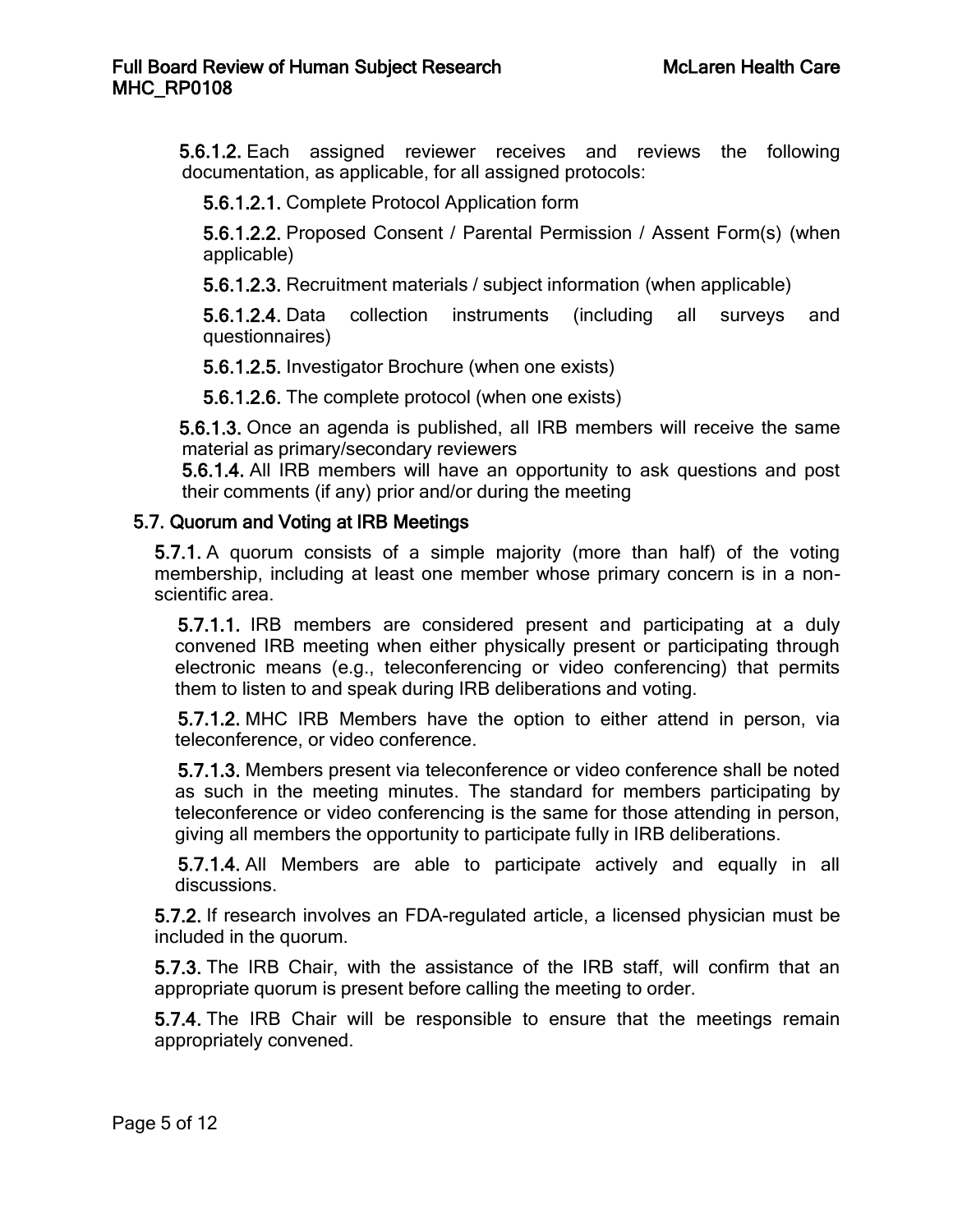**5.6.1.2.** Each assigned reviewer receives and reviews the following documentation, as applicable, for all assigned protocols:

**5.6.1.2.1.** Complete Protocol Application form

**5.6.1.2.2.** Proposed Consent / Parental Permission / Assent Form(s) (when applicable)

**5.6.1.2.3.** Recruitment materials / subject information (when applicable)

**5.6.1.2.4.** Data collection instruments (including all surveys and questionnaires)

**5.6.1.2.5.** Investigator Brochure (when one exists)

**5.6.1.2.6.** The complete protocol (when one exists)

**5.6.1.3.** Once an agenda is published, all IRB members will receive the same material as primary/secondary reviewers

**5.6.1.4.** All IRB members will have an opportunity to ask questions and post their comments (if any) prior and/or during the meeting

### 5.7. Quorum and Voting at IRB Meetings

**5.7.1.** A quorum consists of a simple majority (more than half) of the voting membership, including at least one member whose primary concern is in a non-scientific area.

**5.7.1.1.** IRB members are considered present and participating at a duly convened IRB meeting when either physically present or participating through electronic means (e.g., teleconferencing or video conferencing) that permits them to listen to and speak during IRB deliberations and voting.

**5.7.1.2.** MHC IRB Members have the option to either attend in person, via teleconference, or video conference.

**5.7.1.3.** Members present via teleconference or video conference shall be noted as such in the meeting minutes. The standard for members participating by teleconference or video conferencing is the same for those attending in person, giving all members the opportunity to participate fully in IRB deliberations.

**5.7.1.4.** All Members are able to participate actively and equally in all discussions.

**5.7.2.** If research involves an FDA-regulated article, a licensed physician must be included in the quorum.

**5.7.3.** The IRB Chair, with the assistance of the IRB staff, will confirm that an appropriate quorum is present before calling the meeting to order.

**5.7.4.** The IRB Chair will be responsible to ensure that the meetings remain appropriately convened.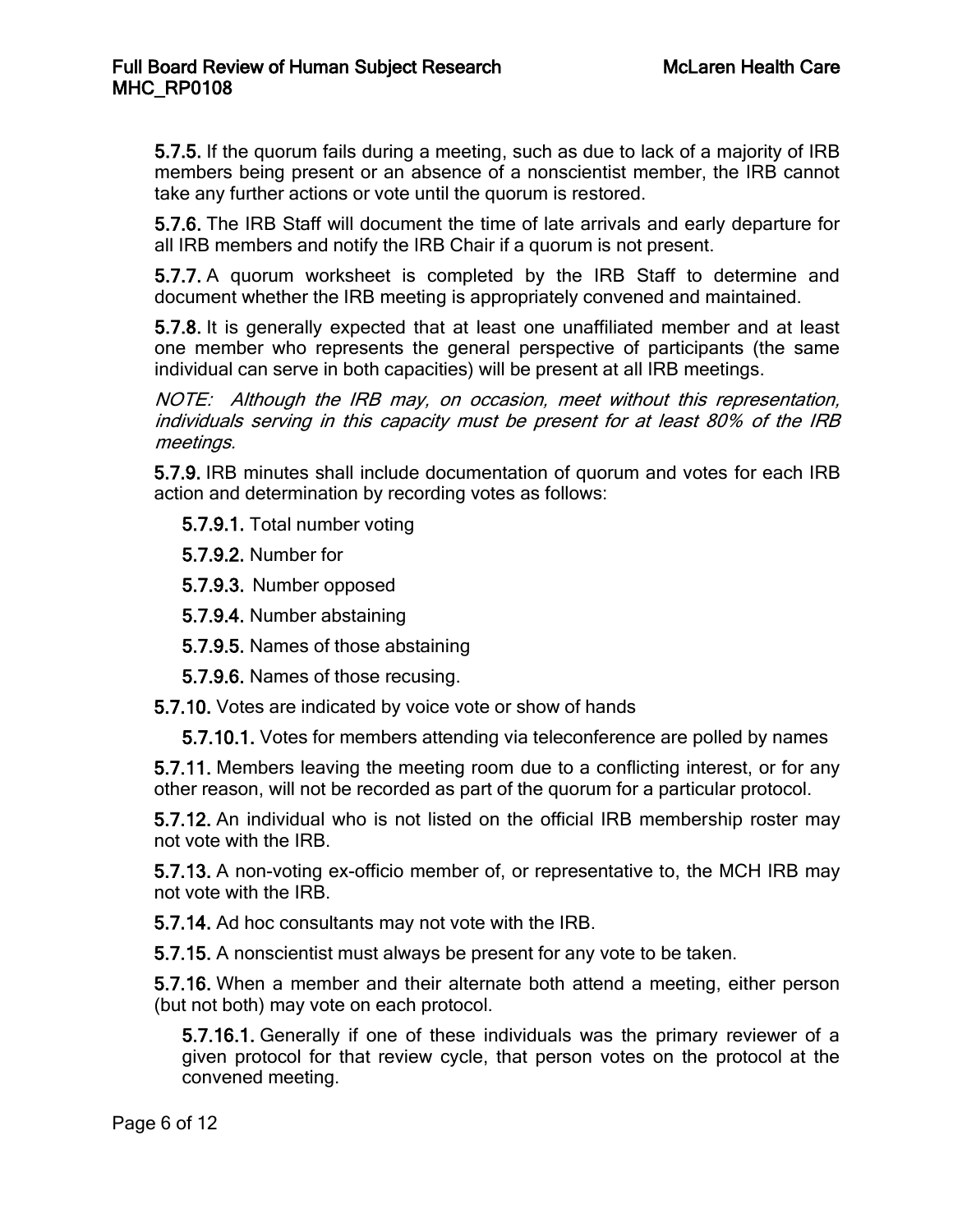**5.7.5.** If the quorum fails during a meeting, such as due to lack of a majority of IRB members being present or an absence of a nonscientist member, the IRB cannot take any further actions or vote until the quorum is restored.

**5.7.6.** The IRB Staff will document the time of late arrivals and early departure for all IRB members and notify the IRB Chair if a quorum is not present.

**5.7.7.** A quorum worksheet is completed by the IRB Staff to determine and document whether the IRB meeting is appropriately convened and maintained.

**5.7.8.** It is generally expected that at least one unaffiliated member and at least one member who represents the general perspective of participants (the same individual can serve in both capacities) will be present at all IRB meetings.

*NOTE: Although the IRB may, on occasion, meet without this representation, individuals serving in this capacity must be present for at least 80% of the IRB meetings.*

**5.7.9.** IRB minutes shall include documentation of quorum and votes for each IRB action and determination by recording votes as follows:

- **5.7.9.1.** Total number voting
- **5.7.9.2.** Number for
- **5.7.9.3.** Number opposed
- **5.7.9.4.** Number abstaining
- **5.7.9.5.** Names of those abstaining
- **5.7.9.6.** Names of those recusing.

**5.7.10.** Votes are indicated by voice vote or show of hands

- **5.7.10.1.** Votes for members attending via teleconference are polled by names

**5.7.11.** Members leaving the meeting room due to a conflicting interest, or for any other reason, will not be recorded as part of the quorum for a particular protocol.

**5.7.12.** An individual who is not listed on the official IRB membership roster may not vote with the IRB.

**5.7.13.** A non-voting ex-officio member of, or representative to, the MCH IRB may not vote with the IRB.

**5.7.14.** Ad hoc consultants may not vote with the IRB.

**5.7.15.** A nonscientist must always be present for any vote to be taken.

**5.7.16.** When a member and their alternate both attend a meeting, either person (but not both) may vote on each protocol.

- **5.7.16.1.** Generally if one of these individuals was the primary reviewer of a given protocol for that review cycle, that person votes on the protocol at the convened meeting.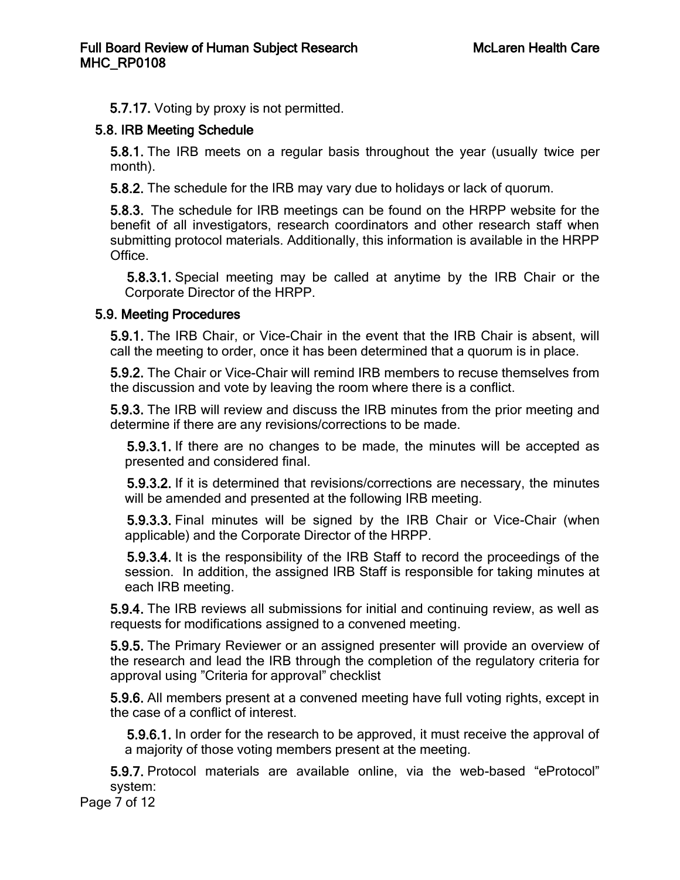**5.7.17.** Voting by proxy is not permitted.

## 5.8. IRB Meeting Schedule

**5.8.1.** The IRB meets on a regular basis throughout the year (usually twice per month).

**5.8.2.** The schedule for the IRB may vary due to holidays or lack of quorum.

**5.8.3.** The schedule for IRB meetings can be found on the HRPP website for the benefit of all investigators, research coordinators and other research staff when submitting protocol materials. Additionally, this information is available in the HRPP Office.

**5.8.3.1.** Special meeting may be called at anytime by the IRB Chair or the Corporate Director of the HRPP.

## 5.9. Meeting Procedures

**5.9.1.** The IRB Chair, or Vice-Chair in the event that the IRB Chair is absent, will call the meeting to order, once it has been determined that a quorum is in place.

**5.9.2.** The Chair or Vice-Chair will remind IRB members to recuse themselves from the discussion and vote by leaving the room where there is a conflict.

**5.9.3.** The IRB will review and discuss the IRB minutes from the prior meeting and determine if there are any revisions/corrections to be made.

**5.9.3.1.** If there are no changes to be made, the minutes will be accepted as presented and considered final.

**5.9.3.2.** If it is determined that revisions/corrections are necessary, the minutes will be amended and presented at the following IRB meeting.

**5.9.3.3.** Final minutes will be signed by the IRB Chair or Vice-Chair (when applicable) and the Corporate Director of the HRPP.

**5.9.3.4.** It is the responsibility of the IRB Staff to record the proceedings of the session. In addition, the assigned IRB Staff is responsible for taking minutes at each IRB meeting.

**5.9.4.** The IRB reviews all submissions for initial and continuing review, as well as requests for modifications assigned to a convened meeting.

**5.9.5.** The Primary Reviewer or an assigned presenter will provide an overview of the research and lead the IRB through the completion of the regulatory criteria for approval using "Criteria for approval" checklist

**5.9.6.** All members present at a convened meeting have full voting rights, except in the case of a conflict of interest.

**5.9.6.1.** In order for the research to be approved, it must receive the approval of a majority of those voting members present at the meeting.

**5.9.7.** Protocol materials are available online, via the web-based "eProtocol" system: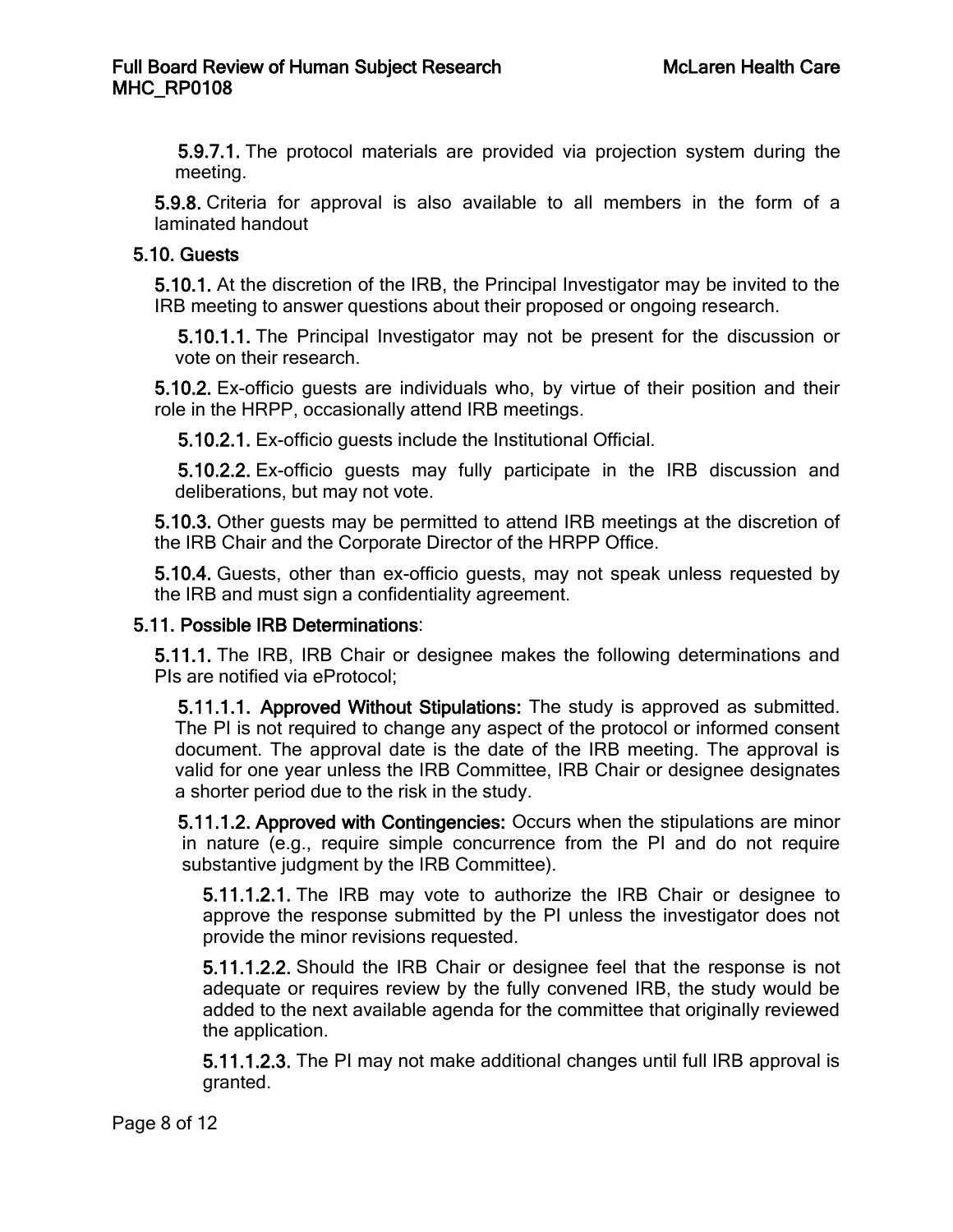**5.9.7.1.** The protocol materials are provided via projection system during the meeting.

**5.9.8.** Criteria for approval is also available to all members in the form of a laminated handout

**5.10. Guests**

**5.10.1.** At the discretion of the IRB, the Principal Investigator may be invited to the IRB meeting to answer questions about their proposed or ongoing research.

**5.10.1.1.** The Principal Investigator may not be present for the discussion or vote on their research.

**5.10.2.** Ex-officio guests are individuals who, by virtue of their position and their role in the HRPP, occasionally attend IRB meetings.

**5.10.2.1.** Ex-officio guests include the Institutional Official.

**5.10.2.2.** Ex-officio guests may fully participate in the IRB discussion and deliberations, but may not vote.

**5.10.3.** Other guests may be permitted to attend IRB meetings at the discretion of the IRB Chair and the Corporate Director of the HRPP Office.

**5.10.4.** Guests, other than ex-officio guests, may not speak unless requested by the IRB and must sign a confidentiality agreement.

**5.11. Possible IRB Determinations**:

**5.11.1.** The IRB, IRB Chair or designee makes the following determinations and PIs are notified via eProtocol;

**5.11.1.1. Approved Without Stipulations:** The study is approved as submitted. The PI is not required to change any aspect of the protocol or informed consent document. The approval date is the date of the IRB meeting. The approval is valid for one year unless the IRB Committee, IRB Chair or designee designates a shorter period due to the risk in the study.

**5.11.1.2. Approved with Contingencies:** Occurs when the stipulations are minor in nature (e.g., require simple concurrence from the PI and do not require substantive judgment by the IRB Committee).

**5.11.1.2.1.** The IRB may vote to authorize the IRB Chair or designee to approve the response submitted by the PI unless the investigator does not provide the minor revisions requested.

**5.11.1.2.2.** Should the IRB Chair or designee feel that the response is not adequate or requires review by the fully convened IRB, the study would be added to the next available agenda for the committee that originally reviewed the application.

**5.11.1.2.3.** The PI may not make additional changes until full IRB approval is granted.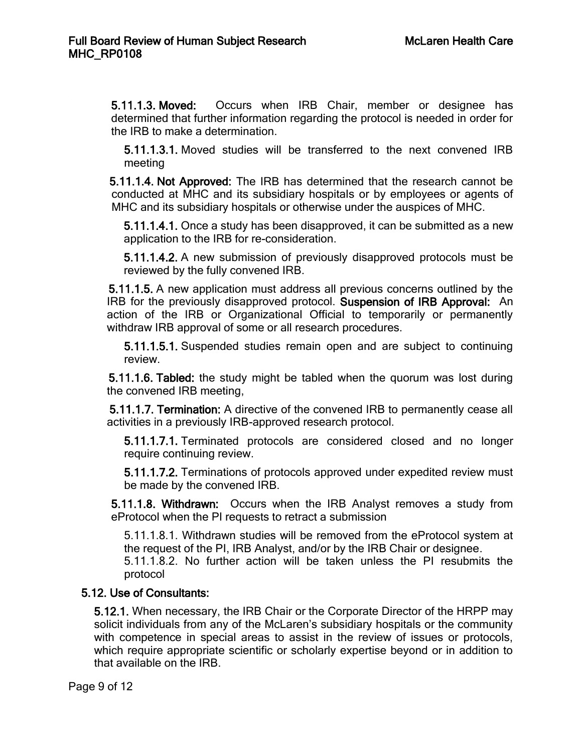**5.11.1.3. Moved:** Occurs when IRB Chair, member or designee has determined that further information regarding the protocol is needed in order for the IRB to make a determination.

**5.11.1.3.1.** Moved studies will be transferred to the next convened IRB meeting

**5.11.1.4. Not Approved:** The IRB has determined that the research cannot be conducted at MHC and its subsidiary hospitals or by employees or agents of MHC and its subsidiary hospitals or otherwise under the auspices of MHC.

**5.11.1.4.1.** Once a study has been disapproved, it can be submitted as a new application to the IRB for re-consideration.

**5.11.1.4.2.** A new submission of previously disapproved protocols must be reviewed by the fully convened IRB.

**5.11.1.5.** A new application must address all previous concerns outlined by the IRB for the previously disapproved protocol. **Suspension of IRB Approval:** An action of the IRB or Organizational Official to temporarily or permanently withdraw IRB approval of some or all research procedures.

**5.11.1.5.1.** Suspended studies remain open and are subject to continuing review.

**5.11.1.6. Tabled:** the study might be tabled when the quorum was lost during the convened IRB meeting,

**5.11.1.7. Termination:** A directive of the convened IRB to permanently cease all activities in a previously IRB-approved research protocol.

**5.11.1.7.1.** Terminated protocols are considered closed and no longer require continuing review.

**5.11.1.7.2.** Terminations of protocols approved under expedited review must be made by the convened IRB.

**5.11.1.8. Withdrawn:** Occurs when the IRB Analyst removes a study from eProtocol when the PI requests to retract a submission

5.11.1.8.1. Withdrawn studies will be removed from the eProtocol system at the request of the PI, IRB Analyst, and/or by the IRB Chair or designee.

5.11.1.8.2. No further action will be taken unless the PI resubmits the protocol

**5.12. Use of Consultants:**

**5.12.1.** When necessary, the IRB Chair or the Corporate Director of the HRPP may solicit individuals from any of the McLaren's subsidiary hospitals or the community with competence in special areas to assist in the review of issues or protocols, which require appropriate scientific or scholarly expertise beyond or in addition to that available on the IRB.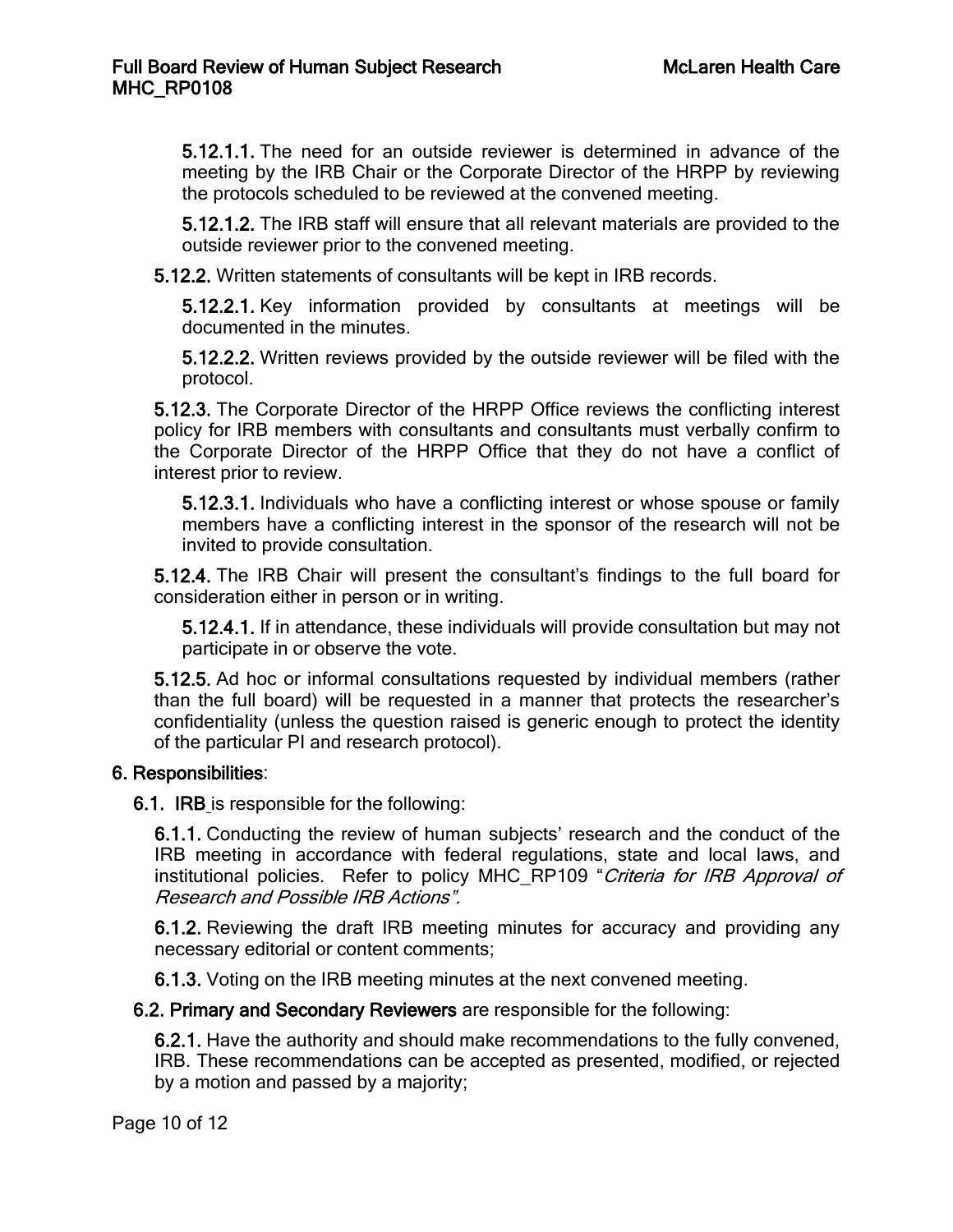**5.12.1.1.** The need for an outside reviewer is determined in advance of the meeting by the IRB Chair or the Corporate Director of the HRPP by reviewing the protocols scheduled to be reviewed at the convened meeting.

**5.12.1.2.** The IRB staff will ensure that all relevant materials are provided to the outside reviewer prior to the convened meeting.

**5.12.2.** Written statements of consultants will be kept in IRB records.

**5.12.2.1.** Key information provided by consultants at meetings will be documented in the minutes.

**5.12.2.2.** Written reviews provided by the outside reviewer will be filed with the protocol.

**5.12.3.** The Corporate Director of the HRPP Office reviews the conflicting interest policy for IRB members with consultants and consultants must verbally confirm to the Corporate Director of the HRPP Office that they do not have a conflict of interest prior to review.

**5.12.3.1.** Individuals who have a conflicting interest or whose spouse or family members have a conflicting interest in the sponsor of the research will not be invited to provide consultation.

**5.12.4.** The IRB Chair will present the consultant's findings to the full board for consideration either in person or in writing.

**5.12.4.1.** If in attendance, these individuals will provide consultation but may not participate in or observe the vote.

**5.12.5.** Ad hoc or informal consultations requested by individual members (rather than the full board) will be requested in a manner that protects the researcher's confidentiality (unless the question raised is generic enough to protect the identity of the particular PI and research protocol).

## 6. Responsibilities:

**6.1. IRB** is responsible for the following:

**6.1.1.** Conducting the review of human subjects' research and the conduct of the IRB meeting in accordance with federal regulations, state and local laws, and institutional policies. Refer to policy MHC_RP109 "*Criteria for IRB Approval of Research and Possible IRB Actions".*

**6.1.2.** Reviewing the draft IRB meeting minutes for accuracy and providing any necessary editorial or content comments;

**6.1.3.** Voting on the IRB meeting minutes at the next convened meeting.

**6.2. Primary and Secondary Reviewers** are responsible for the following:

**6.2.1.** Have the authority and should make recommendations to the fully convened, IRB. These recommendations can be accepted as presented, modified, or rejected by a motion and passed by a majority;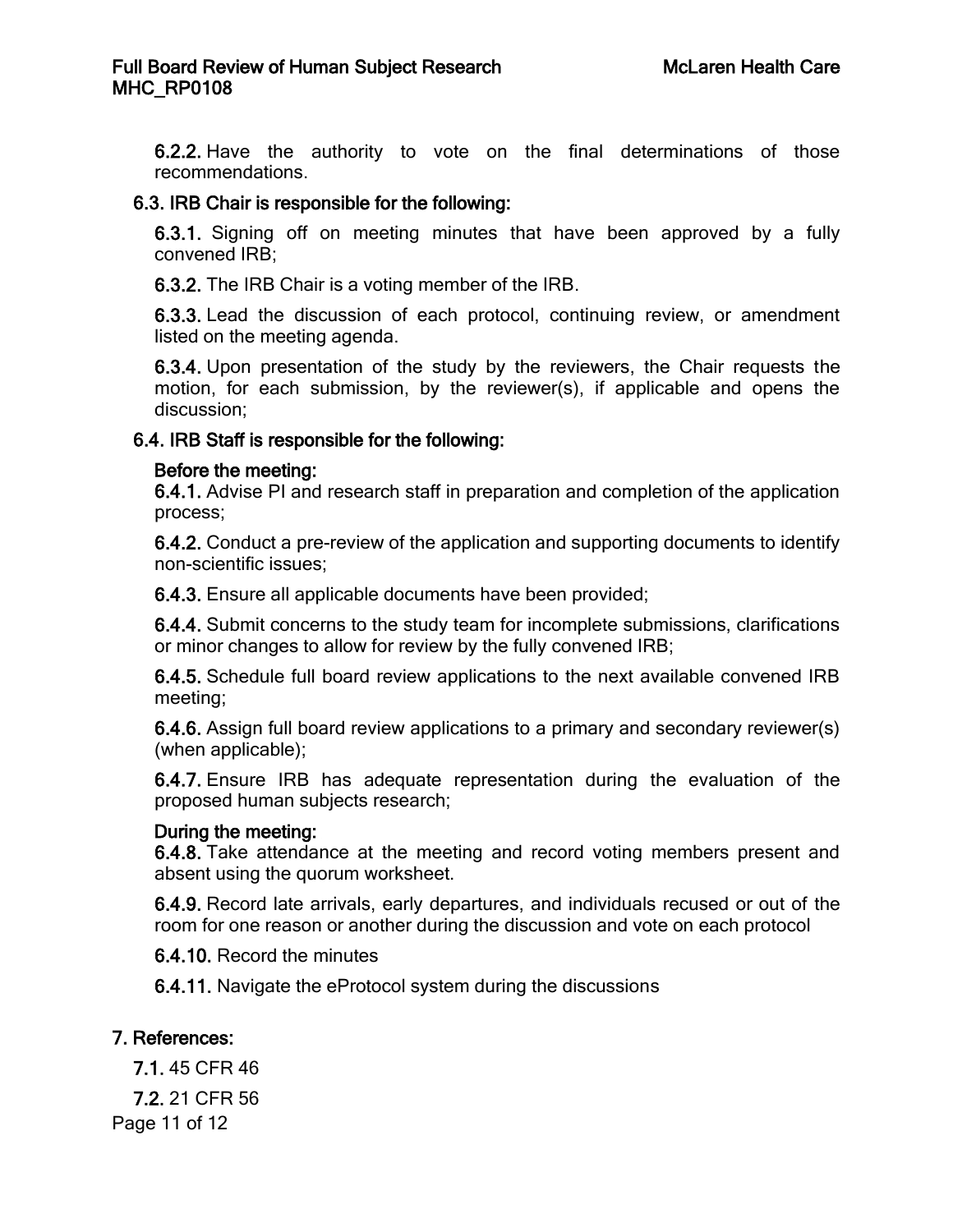**6.2.2.** Have the authority to vote on the final determinations of those recommendations.

### 6.3. IRB Chair is responsible for the following:

**6.3.1.** Signing off on meeting minutes that have been approved by a fully convened IRB;

**6.3.2.** The IRB Chair is a voting member of the IRB.

**6.3.3.** Lead the discussion of each protocol, continuing review, or amendment listed on the meeting agenda.

**6.3.4.** Upon presentation of the study by the reviewers, the Chair requests the motion, for each submission, by the reviewer(s), if applicable and opens the discussion;

### 6.4. IRB Staff is responsible for the following:

**Before the meeting:**

**6.4.1.** Advise PI and research staff in preparation and completion of the application process;

**6.4.2.** Conduct a pre-review of the application and supporting documents to identify non-scientific issues;

**6.4.3.** Ensure all applicable documents have been provided;

**6.4.4.** Submit concerns to the study team for incomplete submissions, clarifications or minor changes to allow for review by the fully convened IRB;

**6.4.5.** Schedule full board review applications to the next available convened IRB meeting;

**6.4.6.** Assign full board review applications to a primary and secondary reviewer(s) (when applicable);

**6.4.7.** Ensure IRB has adequate representation during the evaluation of the proposed human subjects research;

**During the meeting:**

**6.4.8.** Take attendance at the meeting and record voting members present and absent using the quorum worksheet.

**6.4.9.** Record late arrivals, early departures, and individuals recused or out of the room for one reason or another during the discussion and vote on each protocol

**6.4.10.** Record the minutes

**6.4.11.** Navigate the eProtocol system during the discussions

## 7. References:

**7.1.** 45 CFR 46

**7.2.** 21 CFR 56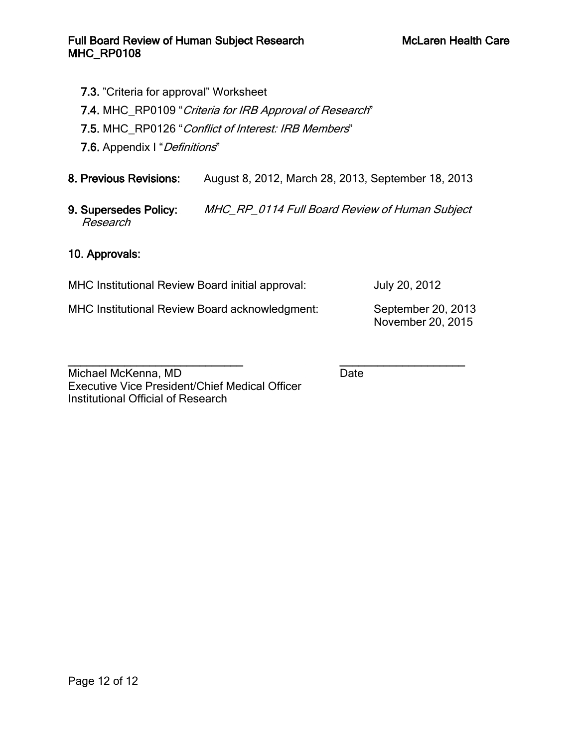**7.3.** "Criteria for approval" Worksheet

**7.4.** MHC_RP0109 "*Criteria for IRB Approval of Research*"

**7.5.** MHC_RP0126 "*Conflict of Interest: IRB Members*"

**7.6.** Appendix I "*Definitions*"

**8. Previous Revisions:** August 8, 2012, March 28, 2013, September 18, 2013

**9. Supersedes Policy:** *MHC_RP_0114 Full Board Review of Human Subject Research*

**10. Approvals:**

MHC Institutional Review Board initial approval: July 20, 2012

MHC Institutional Review Board acknowledgment: September 20, 2013
November 20, 2015

______________________________ ______________________

Michael McKenna, MD Date
Executive Vice President/Chief Medical Officer
Institutional Official of Research